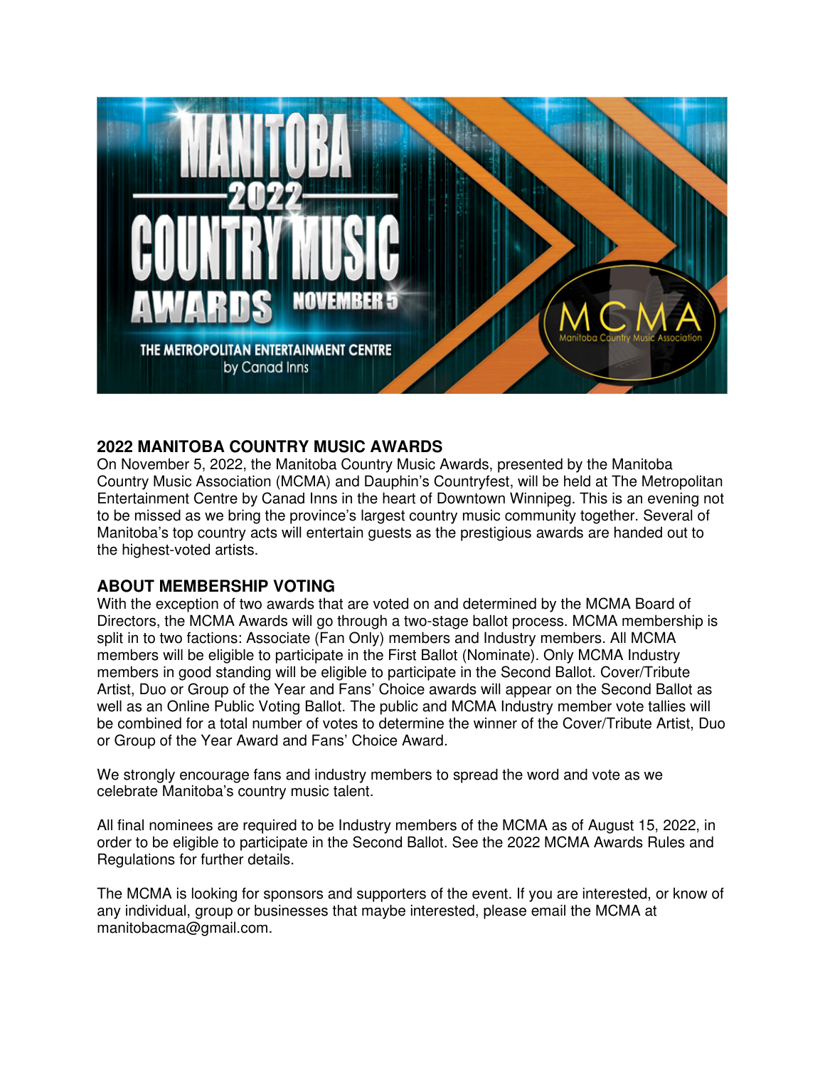## 2022 MANITOBA COUNTRY MUSIC AWARDS

On November 5, 2022, the Manitoba Country Music Awards, presented by the Manitoba Country Music Association (MCMA) and Dauphin's Countryfest, will be held at The Metropolitan Entertainment Centre by Canad Inns in the heart of Downtown Winnipeg. This is an evening not to be missed as we bring the province's largest country music community together. Several of Manitoba's top country acts will entertain guests as the prestigious awards are handed out to the highest-voted artists.

## ABOUT MEMBERSHIP VOTING

With the exception of two awards that are voted on and determined by the MCMA Board of Directors, the MCMA Awards will go through a two-stage ballot process. MCMA membership is split in to two factions: Associate (Fan Only) members and Industry members. All MCMA members will be eligible to participate in the First Ballot (Nominate). Only MCMA Industry members in good standing will be eligible to participate in the Second Ballot. Cover/Tribute Artist, Duo or Group of the Year and Fans' Choice awards will appear on the Second Ballot as well as an Online Public Voting Ballot. The public and MCMA Industry member vote tallies will be combined for a total number of votes to determine the winner of the Cover/Tribute Artist, Duo or Group of the Year Award and Fans' Choice Award.

We strongly encourage fans and industry members to spread the word and vote as we celebrate Manitoba's country music talent.

All final nominees are required to be Industry members of the MCMA as of August 15, 2022, in order to be eligible to participate in the Second Ballot. See the 2022 MCMA Awards Rules and Regulations for further details.

The MCMA is looking for sponsors and supporters of the event. If you are interested, or know of any individual, group or businesses that maybe interested, please email the MCMA at manitobacma@gmail.com.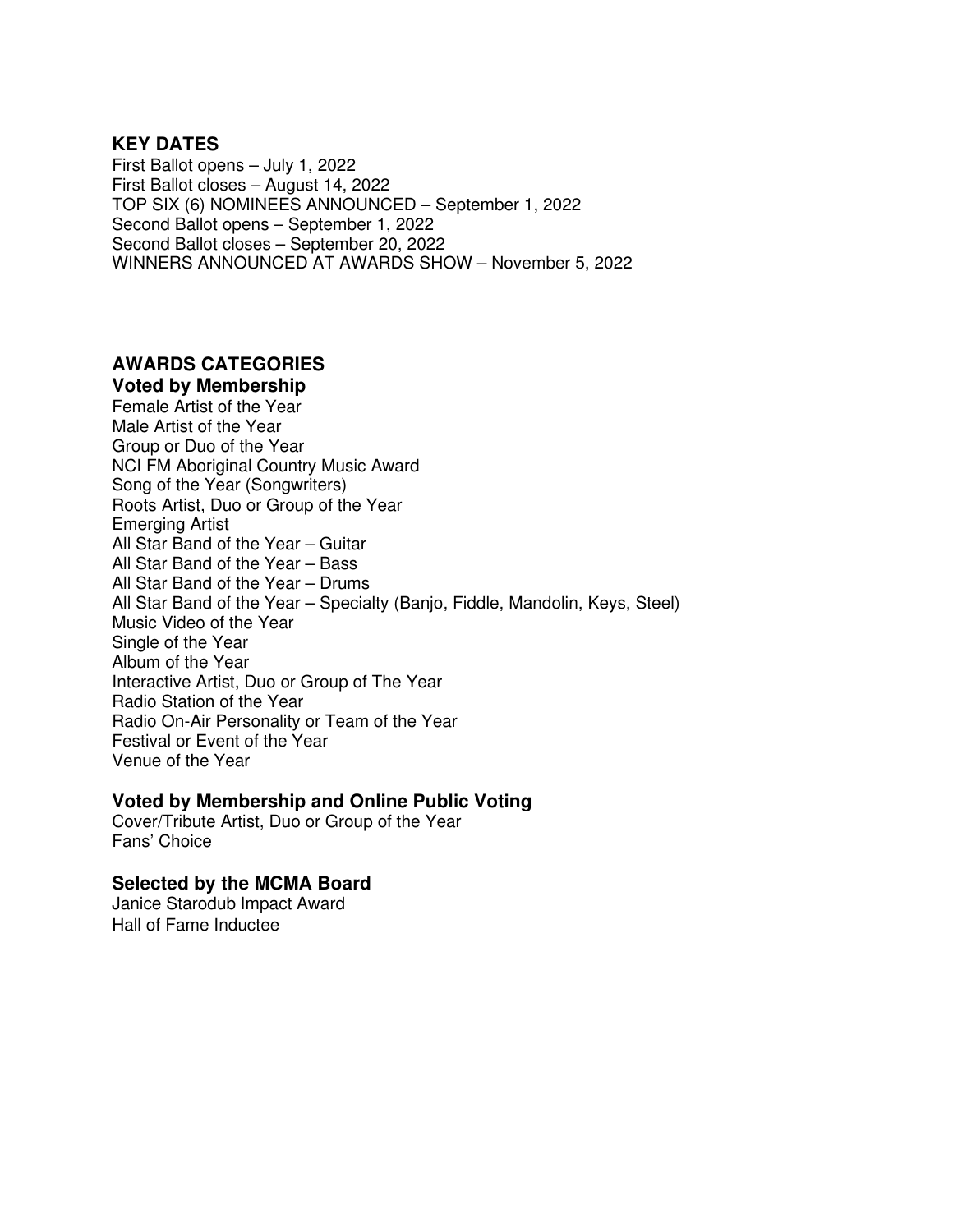## KEY DATES

First Ballot opens – July 1, 2022
First Ballot closes – August 14, 2022
TOP SIX (6) NOMINEES ANNOUNCED – September 1, 2022
Second Ballot opens – September 1, 2022
Second Ballot closes – September 20, 2022
WINNERS ANNOUNCED AT AWARDS SHOW – November 5, 2022

## AWARDS CATEGORIES

### Voted by Membership

Female Artist of the Year
Male Artist of the Year
Group or Duo of the Year
NCI FM Aboriginal Country Music Award
Song of the Year (Songwriters)
Roots Artist, Duo or Group of the Year
Emerging Artist
All Star Band of the Year – Guitar
All Star Band of the Year – Bass
All Star Band of the Year – Drums
All Star Band of the Year – Specialty (Banjo, Fiddle, Mandolin, Keys, Steel)
Music Video of the Year
Single of the Year
Album of the Year
Interactive Artist, Duo or Group of The Year
Radio Station of the Year
Radio On-Air Personality or Team of the Year
Festival or Event of the Year
Venue of the Year

### Voted by Membership and Online Public Voting

Cover/Tribute Artist, Duo or Group of the Year
Fans' Choice

### Selected by the MCMA Board

Janice Starodub Impact Award
Hall of Fame Inductee